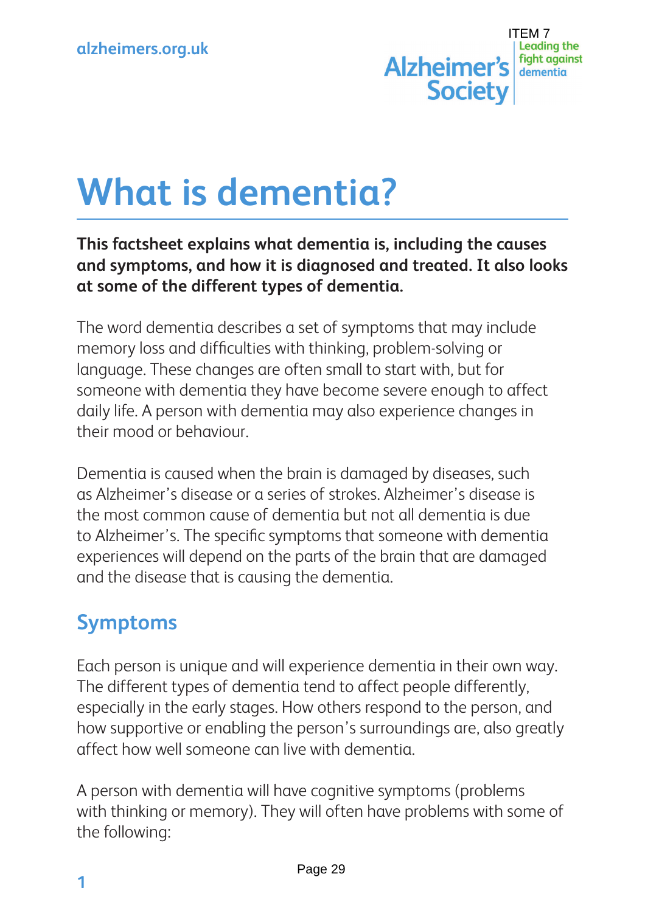# What is dementia?

**This factsheet explains what dementia is, including the causes and symptoms, and how it is diagnosed and treated. It also looks at some of the different types of dementia.**

The word dementia describes a set of symptoms that may include memory loss and difficulties with thinking, problem-solving or language. These changes are often small to start with, but for someone with dementia they have become severe enough to affect daily life. A person with dementia may also experience changes in their mood or behaviour.

Dementia is caused when the brain is damaged by diseases, such as Alzheimer's disease or a series of strokes. Alzheimer's disease is the most common cause of dementia but not all dementia is due to Alzheimer's. The specific symptoms that someone with dementia experiences will depend on the parts of the brain that are damaged and the disease that is causing the dementia.

## Symptoms

Each person is unique and will experience dementia in their own way. The different types of dementia tend to affect people differently, especially in the early stages. How others respond to the person, and how supportive or enabling the person's surroundings are, also greatly affect how well someone can live with dementia.

A person with dementia will have cognitive symptoms (problems with thinking or memory). They will often have problems with some of the following: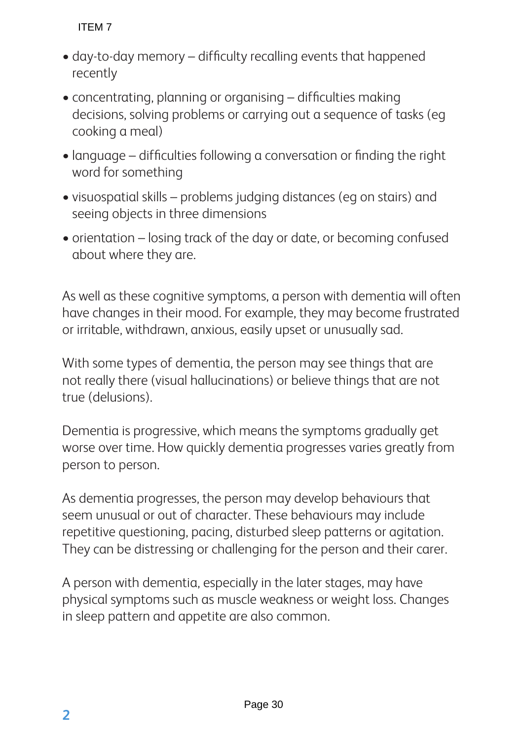- day-to-day memory – difficulty recalling events that happened recently
- concentrating, planning or organising – difficulties making decisions, solving problems or carrying out a sequence of tasks (eg cooking a meal)
- language – difficulties following a conversation or finding the right word for something
- visuospatial skills – problems judging distances (eg on stairs) and seeing objects in three dimensions
- orientation – losing track of the day or date, or becoming confused about where they are.

As well as these cognitive symptoms, a person with dementia will often have changes in their mood. For example, they may become frustrated or irritable, withdrawn, anxious, easily upset or unusually sad.

With some types of dementia, the person may see things that are not really there (visual hallucinations) or believe things that are not true (delusions).

Dementia is progressive, which means the symptoms gradually get worse over time. How quickly dementia progresses varies greatly from person to person.

As dementia progresses, the person may develop behaviours that seem unusual or out of character. These behaviours may include repetitive questioning, pacing, disturbed sleep patterns or agitation. They can be distressing or challenging for the person and their carer.

A person with dementia, especially in the later stages, may have physical symptoms such as muscle weakness or weight loss. Changes in sleep pattern and appetite are also common.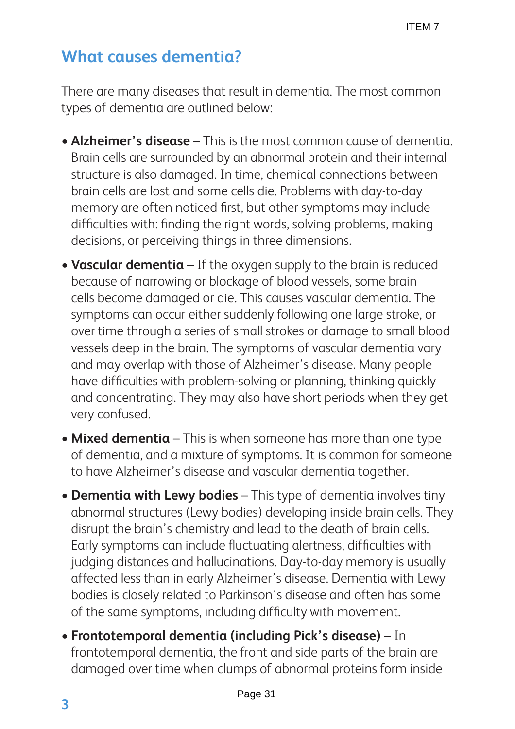## What causes dementia?

There are many diseases that result in dementia. The most common types of dementia are outlined below:

- **Alzheimer's disease** – This is the most common cause of dementia. Brain cells are surrounded by an abnormal protein and their internal structure is also damaged. In time, chemical connections between brain cells are lost and some cells die. Problems with day-to-day memory are often noticed first, but other symptoms may include difficulties with: finding the right words, solving problems, making decisions, or perceiving things in three dimensions.
- **Vascular dementia** – If the oxygen supply to the brain is reduced because of narrowing or blockage of blood vessels, some brain cells become damaged or die. This causes vascular dementia. The symptoms can occur either suddenly following one large stroke, or over time through a series of small strokes or damage to small blood vessels deep in the brain. The symptoms of vascular dementia vary and may overlap with those of Alzheimer's disease. Many people have difficulties with problem-solving or planning, thinking quickly and concentrating. They may also have short periods when they get very confused.
- **Mixed dementia** – This is when someone has more than one type of dementia, and a mixture of symptoms. It is common for someone to have Alzheimer's disease and vascular dementia together.
- **Dementia with Lewy bodies** – This type of dementia involves tiny abnormal structures (Lewy bodies) developing inside brain cells. They disrupt the brain's chemistry and lead to the death of brain cells. Early symptoms can include fluctuating alertness, difficulties with judging distances and hallucinations. Day-to-day memory is usually affected less than in early Alzheimer's disease. Dementia with Lewy bodies is closely related to Parkinson's disease and often has some of the same symptoms, including difficulty with movement.
- **Frontotemporal dementia (including Pick's disease)** – In frontotemporal dementia, the front and side parts of the brain are damaged over time when clumps of abnormal proteins form inside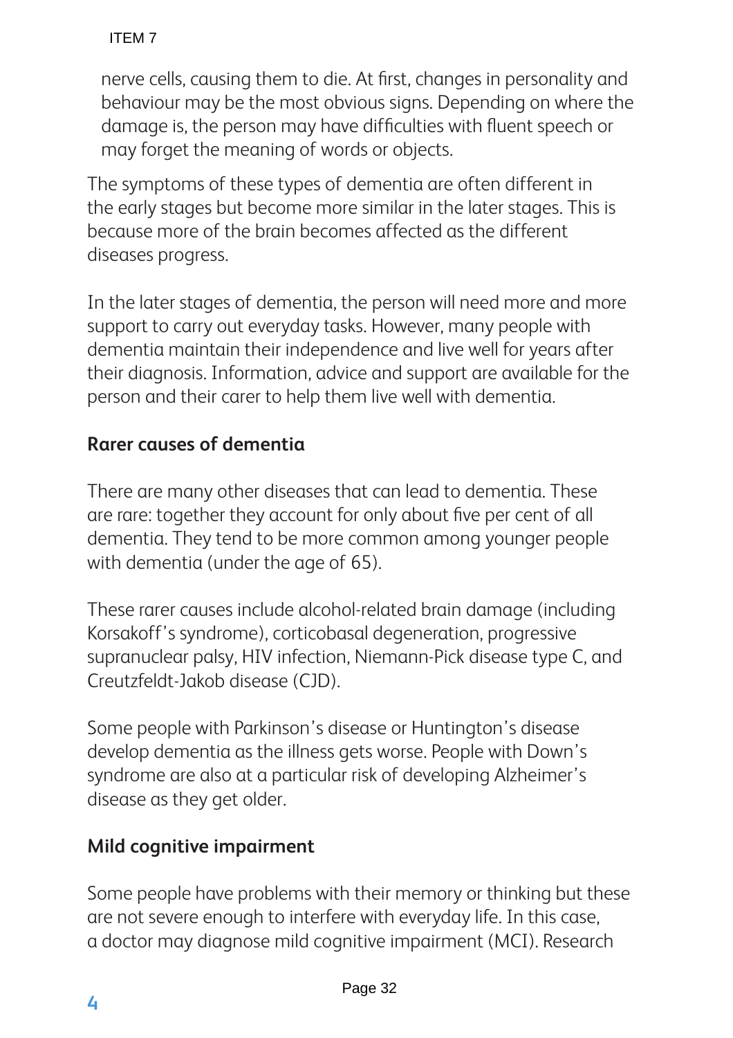nerve cells, causing them to die. At first, changes in personality and behaviour may be the most obvious signs. Depending on where the damage is, the person may have difficulties with fluent speech or may forget the meaning of words or objects.

The symptoms of these types of dementia are often different in the early stages but become more similar in the later stages. This is because more of the brain becomes affected as the different diseases progress.

In the later stages of dementia, the person will need more and more support to carry out everyday tasks. However, many people with dementia maintain their independence and live well for years after their diagnosis. Information, advice and support are available for the person and their carer to help them live well with dementia.

## Rarer causes of dementia

There are many other diseases that can lead to dementia. These are rare: together they account for only about five per cent of all dementia. They tend to be more common among younger people with dementia (under the age of 65).

These rarer causes include alcohol-related brain damage (including Korsakoff's syndrome), corticobasal degeneration, progressive supranuclear palsy, HIV infection, Niemann-Pick disease type C, and Creutzfeldt-Jakob disease (CJD).

Some people with Parkinson's disease or Huntington's disease develop dementia as the illness gets worse. People with Down's syndrome are also at a particular risk of developing Alzheimer's disease as they get older.

## Mild cognitive impairment

Some people have problems with their memory or thinking but these are not severe enough to interfere with everyday life. In this case, a doctor may diagnose mild cognitive impairment (MCI). Research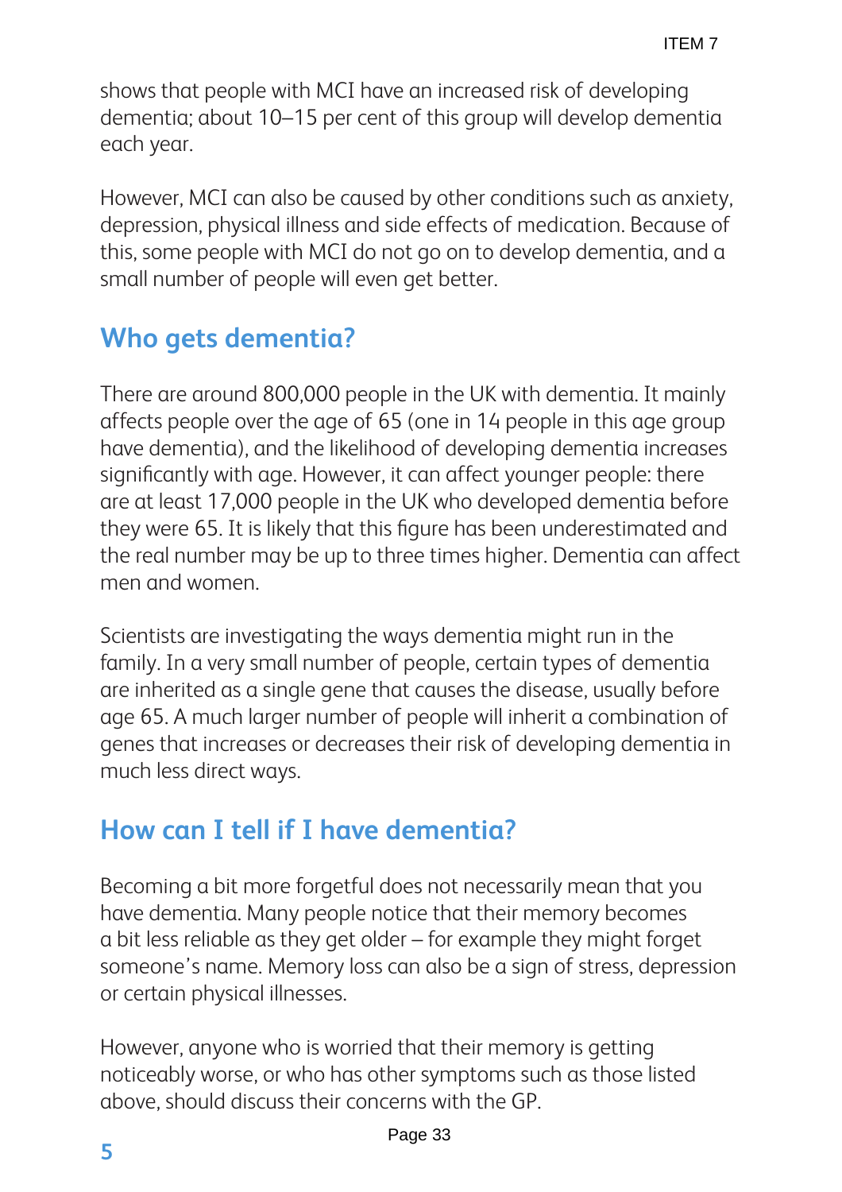shows that people with MCI have an increased risk of developing dementia; about 10–15 per cent of this group will develop dementia each year.

However, MCI can also be caused by other conditions such as anxiety, depression, physical illness and side effects of medication. Because of this, some people with MCI do not go on to develop dementia, and a small number of people will even get better.

## Who gets dementia?

There are around 800,000 people in the UK with dementia. It mainly affects people over the age of 65 (one in 14 people in this age group have dementia), and the likelihood of developing dementia increases significantly with age. However, it can affect younger people: there are at least 17,000 people in the UK who developed dementia before they were 65. It is likely that this figure has been underestimated and the real number may be up to three times higher. Dementia can affect men and women.

Scientists are investigating the ways dementia might run in the family. In a very small number of people, certain types of dementia are inherited as a single gene that causes the disease, usually before age 65. A much larger number of people will inherit a combination of genes that increases or decreases their risk of developing dementia in much less direct ways.

## How can I tell if I have dementia?

Becoming a bit more forgetful does not necessarily mean that you have dementia. Many people notice that their memory becomes a bit less reliable as they get older – for example they might forget someone's name. Memory loss can also be a sign of stress, depression or certain physical illnesses.

However, anyone who is worried that their memory is getting noticeably worse, or who has other symptoms such as those listed above, should discuss their concerns with the GP.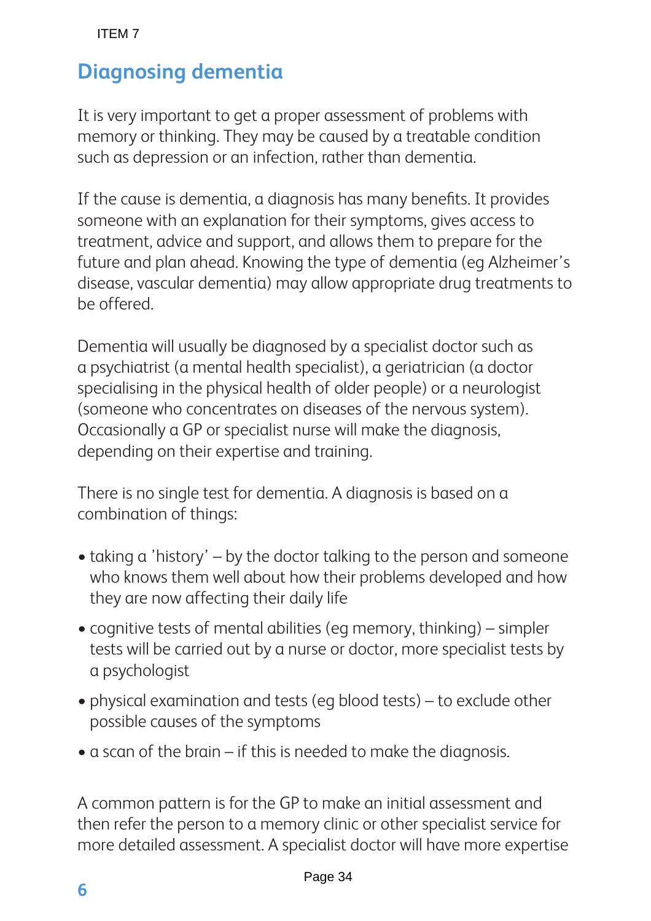## Diagnosing dementia

It is very important to get a proper assessment of problems with memory or thinking. They may be caused by a treatable condition such as depression or an infection, rather than dementia.

If the cause is dementia, a diagnosis has many benefits. It provides someone with an explanation for their symptoms, gives access to treatment, advice and support, and allows them to prepare for the future and plan ahead. Knowing the type of dementia (eg Alzheimer's disease, vascular dementia) may allow appropriate drug treatments to be offered.

Dementia will usually be diagnosed by a specialist doctor such as a psychiatrist (a mental health specialist), a geriatrician (a doctor specialising in the physical health of older people) or a neurologist (someone who concentrates on diseases of the nervous system). Occasionally a GP or specialist nurse will make the diagnosis, depending on their expertise and training.

There is no single test for dementia. A diagnosis is based on a combination of things:

- taking a 'history' – by the doctor talking to the person and someone who knows them well about how their problems developed and how they are now affecting their daily life
- cognitive tests of mental abilities (eg memory, thinking) – simpler tests will be carried out by a nurse or doctor, more specialist tests by a psychologist
- physical examination and tests (eg blood tests) – to exclude other possible causes of the symptoms
- a scan of the brain – if this is needed to make the diagnosis.

A common pattern is for the GP to make an initial assessment and then refer the person to a memory clinic or other specialist service for more detailed assessment. A specialist doctor will have more expertise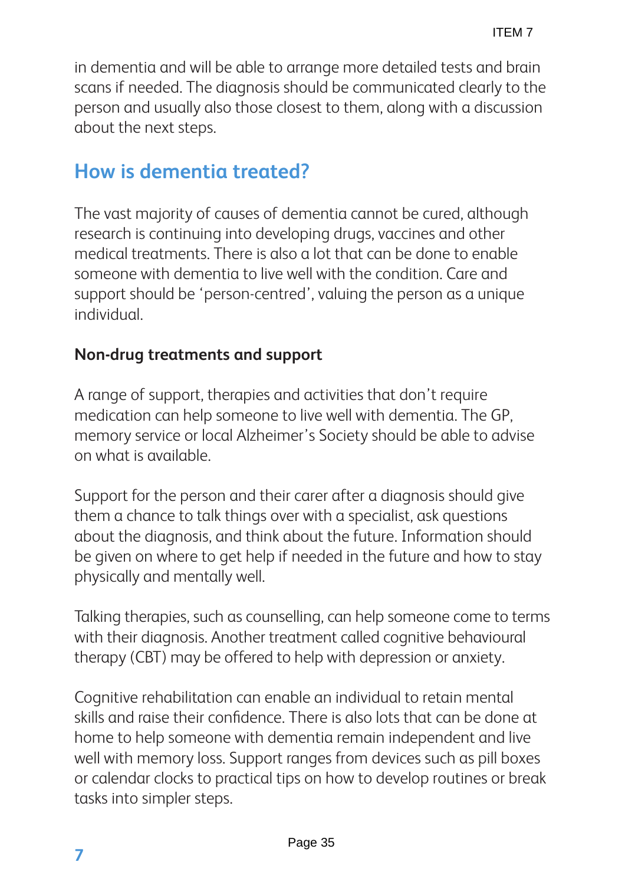in dementia and will be able to arrange more detailed tests and brain scans if needed. The diagnosis should be communicated clearly to the person and usually also those closest to them, along with a discussion about the next steps.

## How is dementia treated?

The vast majority of causes of dementia cannot be cured, although research is continuing into developing drugs, vaccines and other medical treatments. There is also a lot that can be done to enable someone with dementia to live well with the condition. Care and support should be 'person-centred', valuing the person as a unique individual.

### Non-drug treatments and support

A range of support, therapies and activities that don't require medication can help someone to live well with dementia. The GP, memory service or local Alzheimer's Society should be able to advise on what is available.

Support for the person and their carer after a diagnosis should give them a chance to talk things over with a specialist, ask questions about the diagnosis, and think about the future. Information should be given on where to get help if needed in the future and how to stay physically and mentally well.

Talking therapies, such as counselling, can help someone come to terms with their diagnosis. Another treatment called cognitive behavioural therapy (CBT) may be offered to help with depression or anxiety.

Cognitive rehabilitation can enable an individual to retain mental skills and raise their confidence. There is also lots that can be done at home to help someone with dementia remain independent and live well with memory loss. Support ranges from devices such as pill boxes or calendar clocks to practical tips on how to develop routines or break tasks into simpler steps.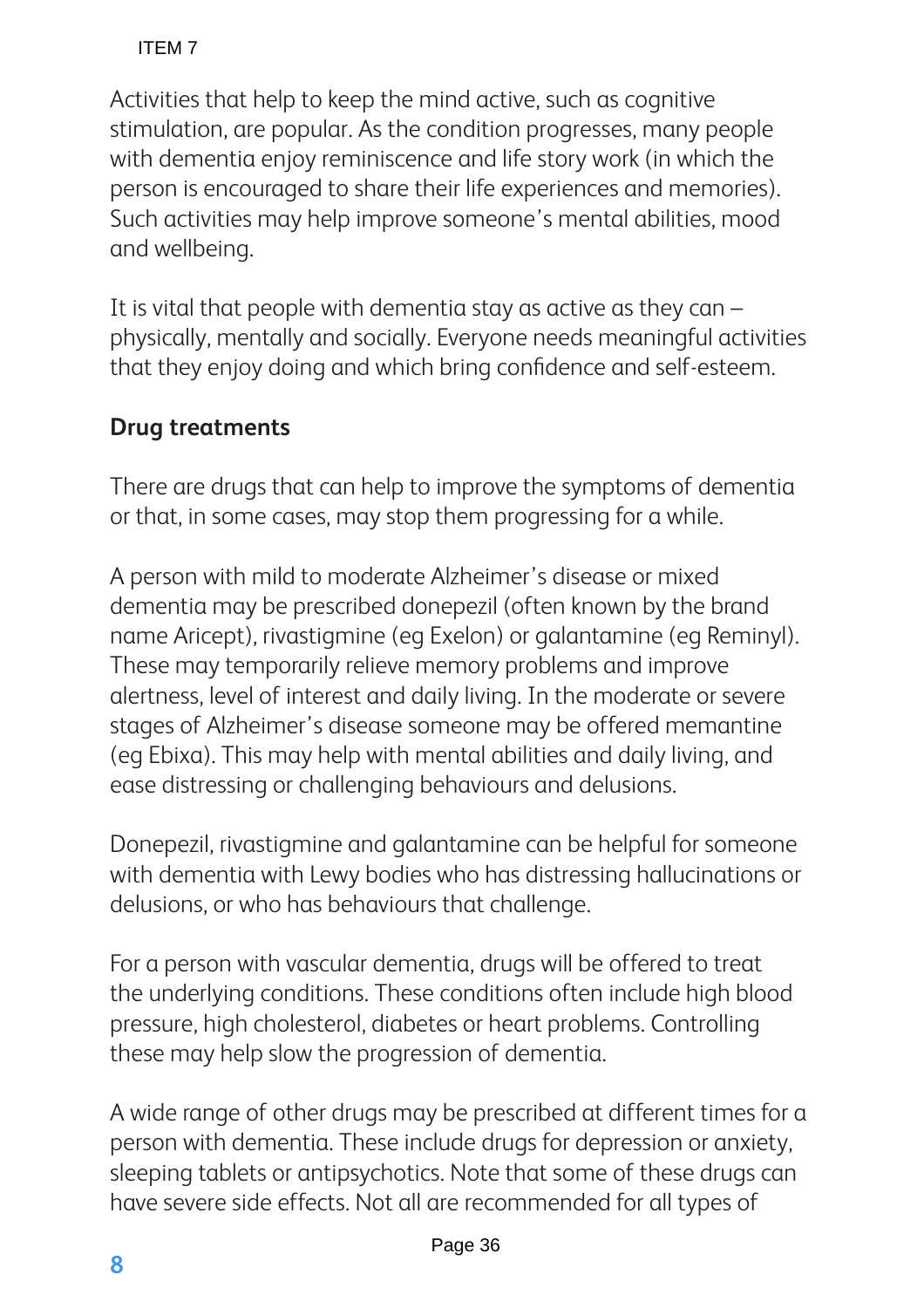Activities that help to keep the mind active, such as cognitive stimulation, are popular. As the condition progresses, many people with dementia enjoy reminiscence and life story work (in which the person is encouraged to share their life experiences and memories). Such activities may help improve someone's mental abilities, mood and wellbeing.

It is vital that people with dementia stay as active as they can – physically, mentally and socially. Everyone needs meaningful activities that they enjoy doing and which bring confidence and self-esteem.

## Drug treatments

There are drugs that can help to improve the symptoms of dementia or that, in some cases, may stop them progressing for a while.

A person with mild to moderate Alzheimer's disease or mixed dementia may be prescribed donepezil (often known by the brand name Aricept), rivastigmine (eg Exelon) or galantamine (eg Reminyl). These may temporarily relieve memory problems and improve alertness, level of interest and daily living. In the moderate or severe stages of Alzheimer's disease someone may be offered memantine (eg Ebixa). This may help with mental abilities and daily living, and ease distressing or challenging behaviours and delusions.

Donepezil, rivastigmine and galantamine can be helpful for someone with dementia with Lewy bodies who has distressing hallucinations or delusions, or who has behaviours that challenge.

For a person with vascular dementia, drugs will be offered to treat the underlying conditions. These conditions often include high blood pressure, high cholesterol, diabetes or heart problems. Controlling these may help slow the progression of dementia.

A wide range of other drugs may be prescribed at different times for a person with dementia. These include drugs for depression or anxiety, sleeping tablets or antipsychotics. Note that some of these drugs can have severe side effects. Not all are recommended for all types of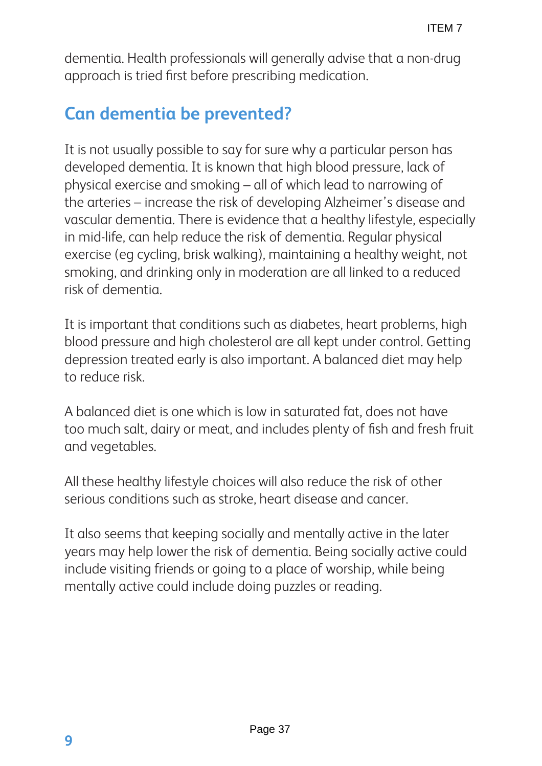dementia. Health professionals will generally advise that a non-drug approach is tried first before prescribing medication.

## Can dementia be prevented?

It is not usually possible to say for sure why a particular person has developed dementia. It is known that high blood pressure, lack of physical exercise and smoking – all of which lead to narrowing of the arteries – increase the risk of developing Alzheimer's disease and vascular dementia. There is evidence that a healthy lifestyle, especially in mid-life, can help reduce the risk of dementia. Regular physical exercise (eg cycling, brisk walking), maintaining a healthy weight, not smoking, and drinking only in moderation are all linked to a reduced risk of dementia.

It is important that conditions such as diabetes, heart problems, high blood pressure and high cholesterol are all kept under control. Getting depression treated early is also important. A balanced diet may help to reduce risk.

A balanced diet is one which is low in saturated fat, does not have too much salt, dairy or meat, and includes plenty of fish and fresh fruit and vegetables.

All these healthy lifestyle choices will also reduce the risk of other serious conditions such as stroke, heart disease and cancer.

It also seems that keeping socially and mentally active in the later years may help lower the risk of dementia. Being socially active could include visiting friends or going to a place of worship, while being mentally active could include doing puzzles or reading.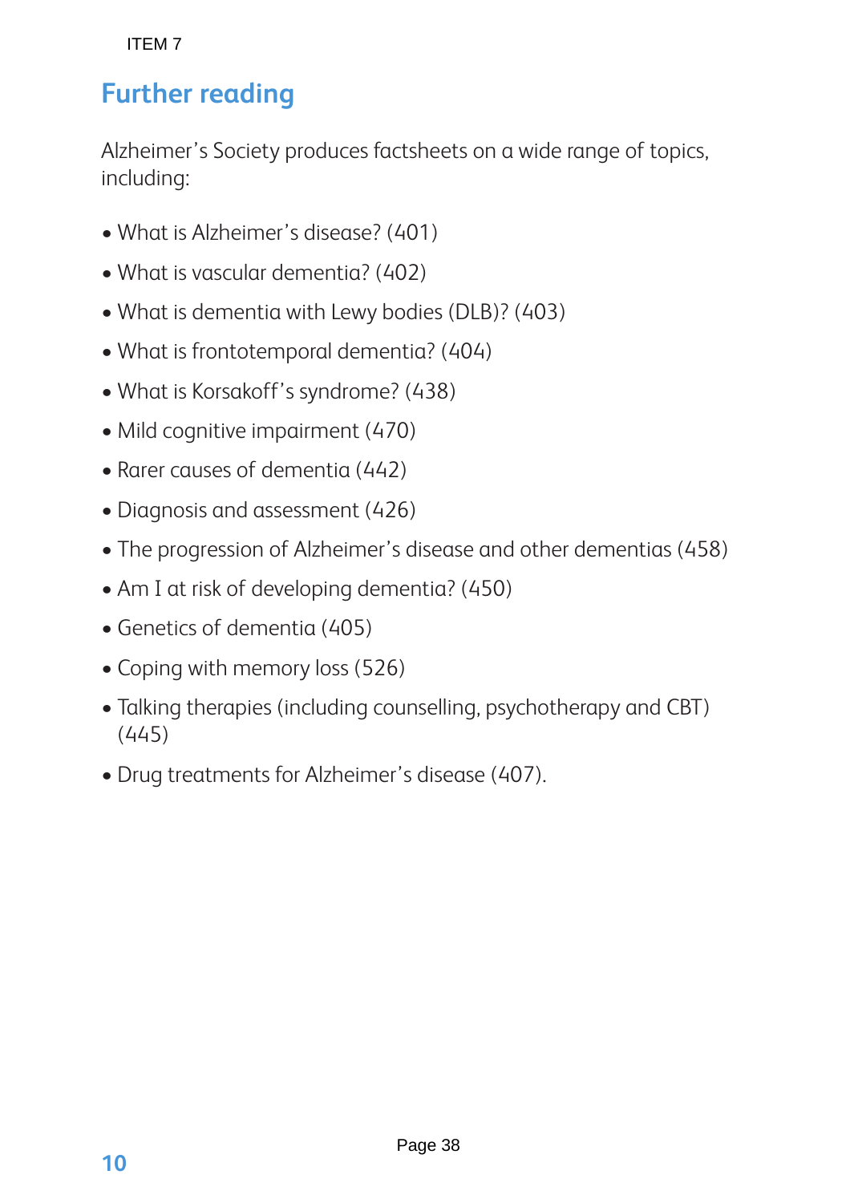## Further reading

Alzheimer's Society produces factsheets on a wide range of topics, including:

- What is Alzheimer's disease? (401)
- What is vascular dementia? (402)
- What is dementia with Lewy bodies (DLB)? (403)
- What is frontotemporal dementia? (404)
- What is Korsakoff's syndrome? (438)
- Mild cognitive impairment (470)
- Rarer causes of dementia (442)
- Diagnosis and assessment (426)
- The progression of Alzheimer's disease and other dementias (458)
- Am I at risk of developing dementia? (450)
- Genetics of dementia (405)
- Coping with memory loss (526)
- Talking therapies (including counselling, psychotherapy and CBT) (445)
- Drug treatments for Alzheimer's disease (407).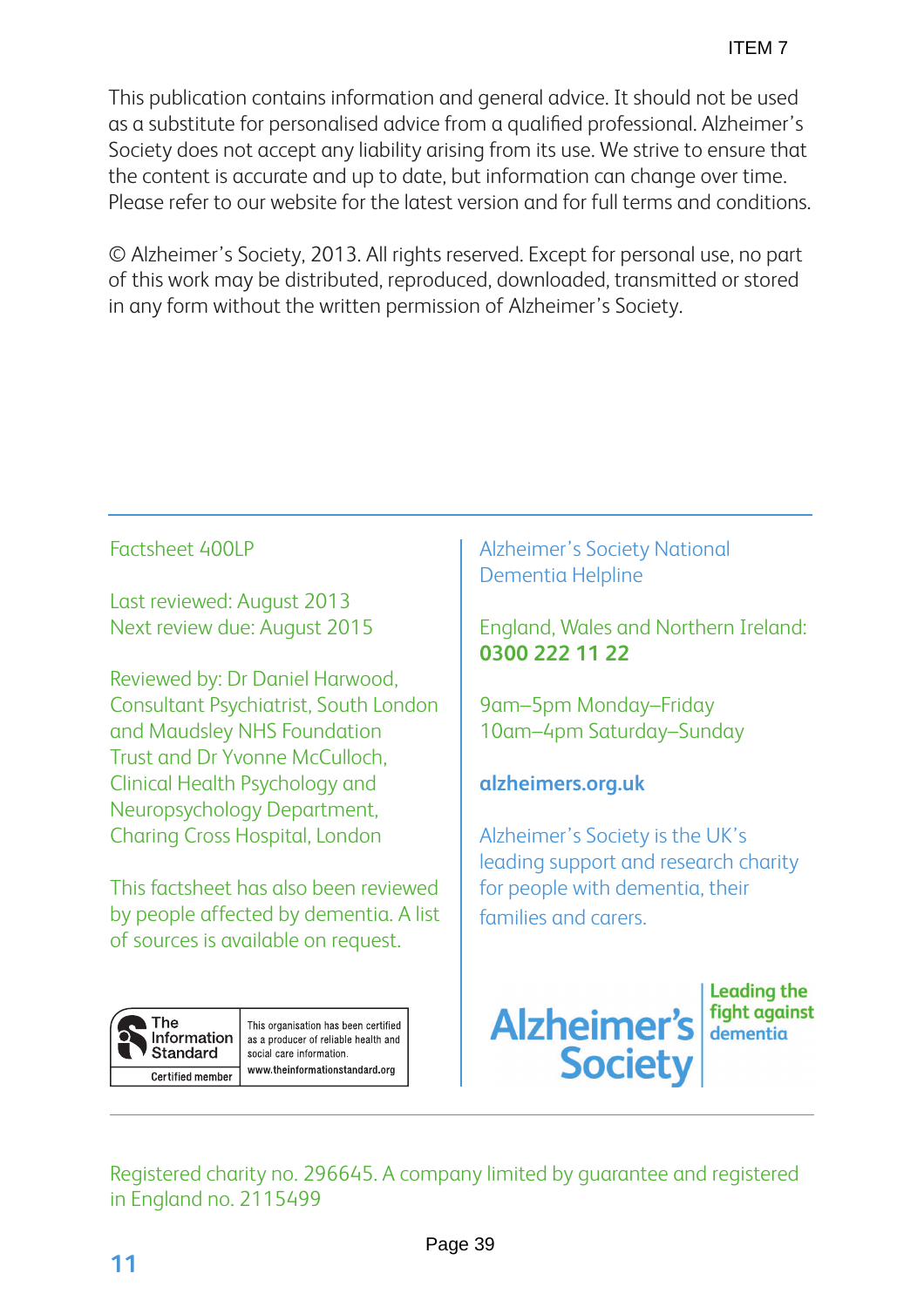This publication contains information and general advice. It should not be used as a substitute for personalised advice from a qualified professional. Alzheimer's Society does not accept any liability arising from its use. We strive to ensure that the content is accurate and up to date, but information can change over time. Please refer to our website for the latest version and for full terms and conditions.

© Alzheimer's Society, 2013. All rights reserved. Except for personal use, no part of this work may be distributed, reproduced, downloaded, transmitted or stored in any form without the written permission of Alzheimer's Society.

---

Factsheet 400LP

Last reviewed: August 2013
Next review due: August 2015

Reviewed by: Dr Daniel Harwood, Consultant Psychiatrist, South London and Maudsley NHS Foundation Trust and Dr Yvonne McCulloch, Clinical Health Psychology and Neuropsychology Department, Charing Cross Hospital, London

This factsheet has also been reviewed by people affected by dementia. A list of sources is available on request.

The Information Standard — Certified member. This organisation has been certified as a producer of reliable health and social care information. www.theinformationstandard.org

Alzheimer's Society National Dementia Helpline

England, Wales and Northern Ireland:
**0300 222 11 22**

9am–5pm Monday–Friday
10am–4pm Saturday–Sunday

**alzheimers.org.uk**

Alzheimer's Society is the UK's leading support and research charity for people with dementia, their families and carers.

Alzheimer's Society — Leading the fight against dementia

---

Registered charity no. 296645. A company limited by guarantee and registered in England no. 2115499